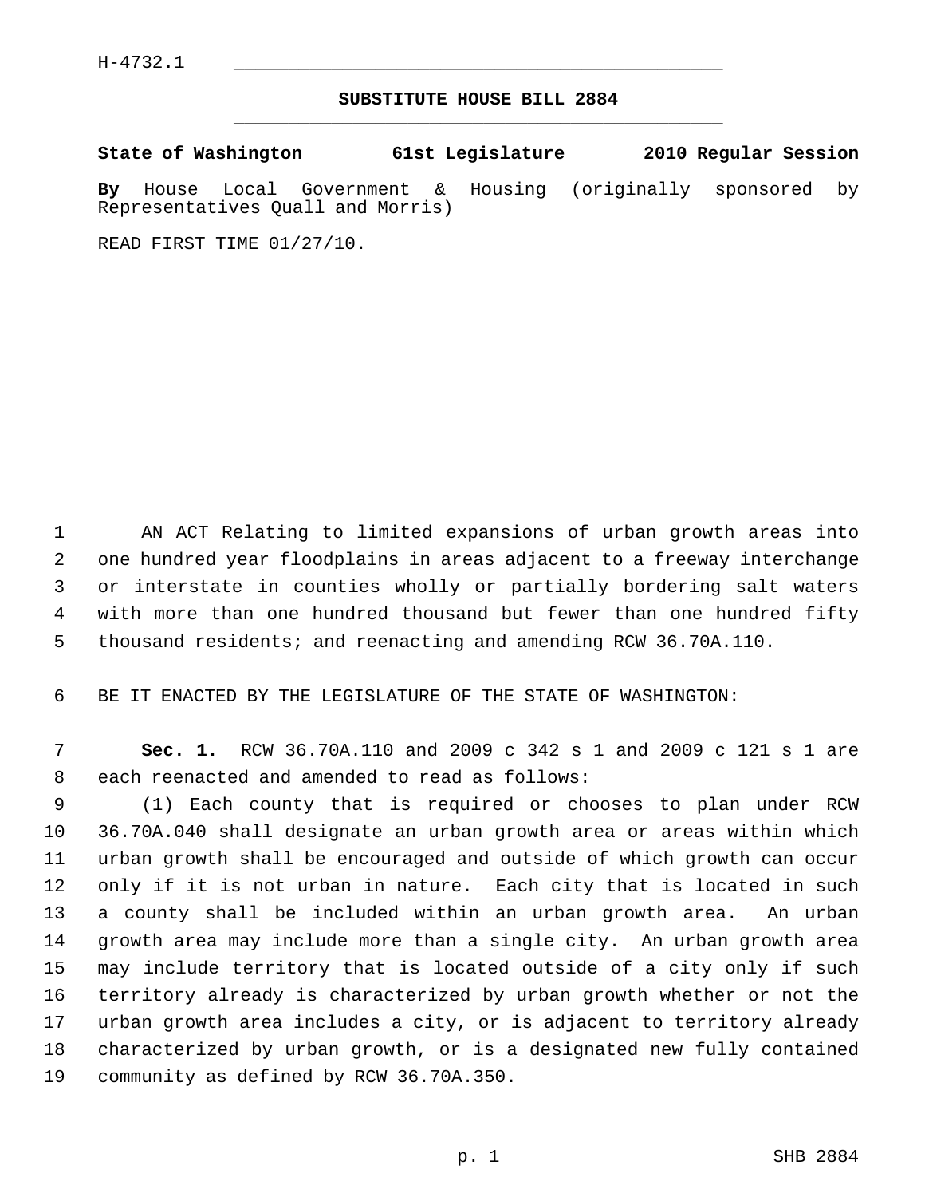H-4732.1

## SUBSTITUTE HOUSE BILL 2884

**State of Washington 61st Legislature 2010 Regular Session**

**By** House Local Government & Housing (originally sponsored by Representatives Quall and Morris)

READ FIRST TIME 01/27/10.

AN ACT Relating to limited expansions of urban growth areas into one hundred year floodplains in areas adjacent to a freeway interchange or interstate in counties wholly or partially bordering salt waters with more than one hundred thousand but fewer than one hundred fifty thousand residents; and reenacting and amending RCW 36.70A.110.

BE IT ENACTED BY THE LEGISLATURE OF THE STATE OF WASHINGTON:

**Sec. 1.** RCW 36.70A.110 and 2009 c 342 s 1 and 2009 c 121 s 1 are each reenacted and amended to read as follows:

(1) Each county that is required or chooses to plan under RCW 36.70A.040 shall designate an urban growth area or areas within which urban growth shall be encouraged and outside of which growth can occur only if it is not urban in nature. Each city that is located in such a county shall be included within an urban growth area. An urban growth area may include more than a single city. An urban growth area may include territory that is located outside of a city only if such territory already is characterized by urban growth whether or not the urban growth area includes a city, or is adjacent to territory already characterized by urban growth, or is a designated new fully contained community as defined by RCW 36.70A.350.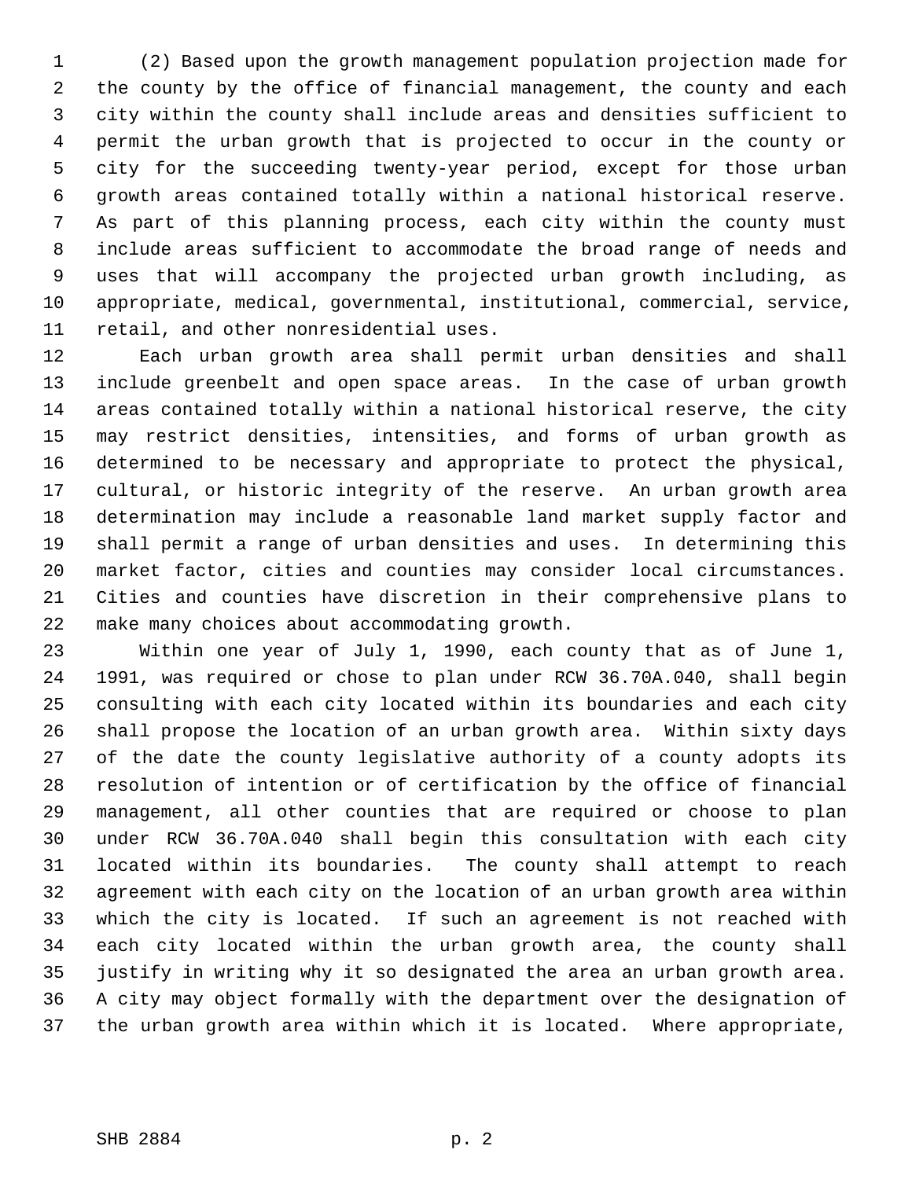(2) Based upon the growth management population projection made for the county by the office of financial management, the county and each city within the county shall include areas and densities sufficient to permit the urban growth that is projected to occur in the county or city for the succeeding twenty-year period, except for those urban growth areas contained totally within a national historical reserve. As part of this planning process, each city within the county must include areas sufficient to accommodate the broad range of needs and uses that will accompany the projected urban growth including, as appropriate, medical, governmental, institutional, commercial, service, retail, and other nonresidential uses.

Each urban growth area shall permit urban densities and shall include greenbelt and open space areas. In the case of urban growth areas contained totally within a national historical reserve, the city may restrict densities, intensities, and forms of urban growth as determined to be necessary and appropriate to protect the physical, cultural, or historic integrity of the reserve. An urban growth area determination may include a reasonable land market supply factor and shall permit a range of urban densities and uses. In determining this market factor, cities and counties may consider local circumstances. Cities and counties have discretion in their comprehensive plans to make many choices about accommodating growth.

Within one year of July 1, 1990, each county that as of June 1, 1991, was required or chose to plan under RCW 36.70A.040, shall begin consulting with each city located within its boundaries and each city shall propose the location of an urban growth area. Within sixty days of the date the county legislative authority of a county adopts its resolution of intention or of certification by the office of financial management, all other counties that are required or choose to plan under RCW 36.70A.040 shall begin this consultation with each city located within its boundaries. The county shall attempt to reach agreement with each city on the location of an urban growth area within which the city is located. If such an agreement is not reached with each city located within the urban growth area, the county shall justify in writing why it so designated the area an urban growth area. A city may object formally with the department over the designation of the urban growth area within which it is located. Where appropriate,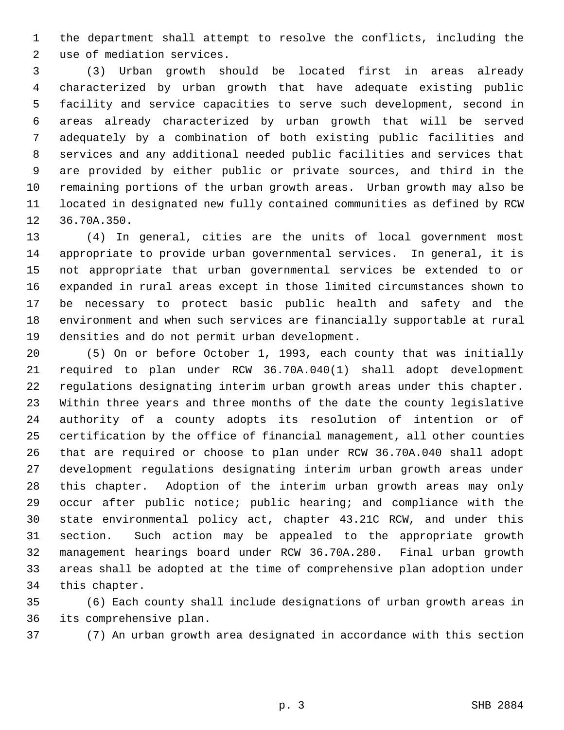the department shall attempt to resolve the conflicts, including the use of mediation services.

(3) Urban growth should be located first in areas already characterized by urban growth that have adequate existing public facility and service capacities to serve such development, second in areas already characterized by urban growth that will be served adequately by a combination of both existing public facilities and services and any additional needed public facilities and services that are provided by either public or private sources, and third in the remaining portions of the urban growth areas. Urban growth may also be located in designated new fully contained communities as defined by RCW 36.70A.350.

(4) In general, cities are the units of local government most appropriate to provide urban governmental services. In general, it is not appropriate that urban governmental services be extended to or expanded in rural areas except in those limited circumstances shown to be necessary to protect basic public health and safety and the environment and when such services are financially supportable at rural densities and do not permit urban development.

(5) On or before October 1, 1993, each county that was initially required to plan under RCW 36.70A.040(1) shall adopt development regulations designating interim urban growth areas under this chapter. Within three years and three months of the date the county legislative authority of a county adopts its resolution of intention or of certification by the office of financial management, all other counties that are required or choose to plan under RCW 36.70A.040 shall adopt development regulations designating interim urban growth areas under this chapter. Adoption of the interim urban growth areas may only occur after public notice; public hearing; and compliance with the state environmental policy act, chapter 43.21C RCW, and under this section. Such action may be appealed to the appropriate growth management hearings board under RCW 36.70A.280. Final urban growth areas shall be adopted at the time of comprehensive plan adoption under this chapter.

(6) Each county shall include designations of urban growth areas in its comprehensive plan.

(7) An urban growth area designated in accordance with this section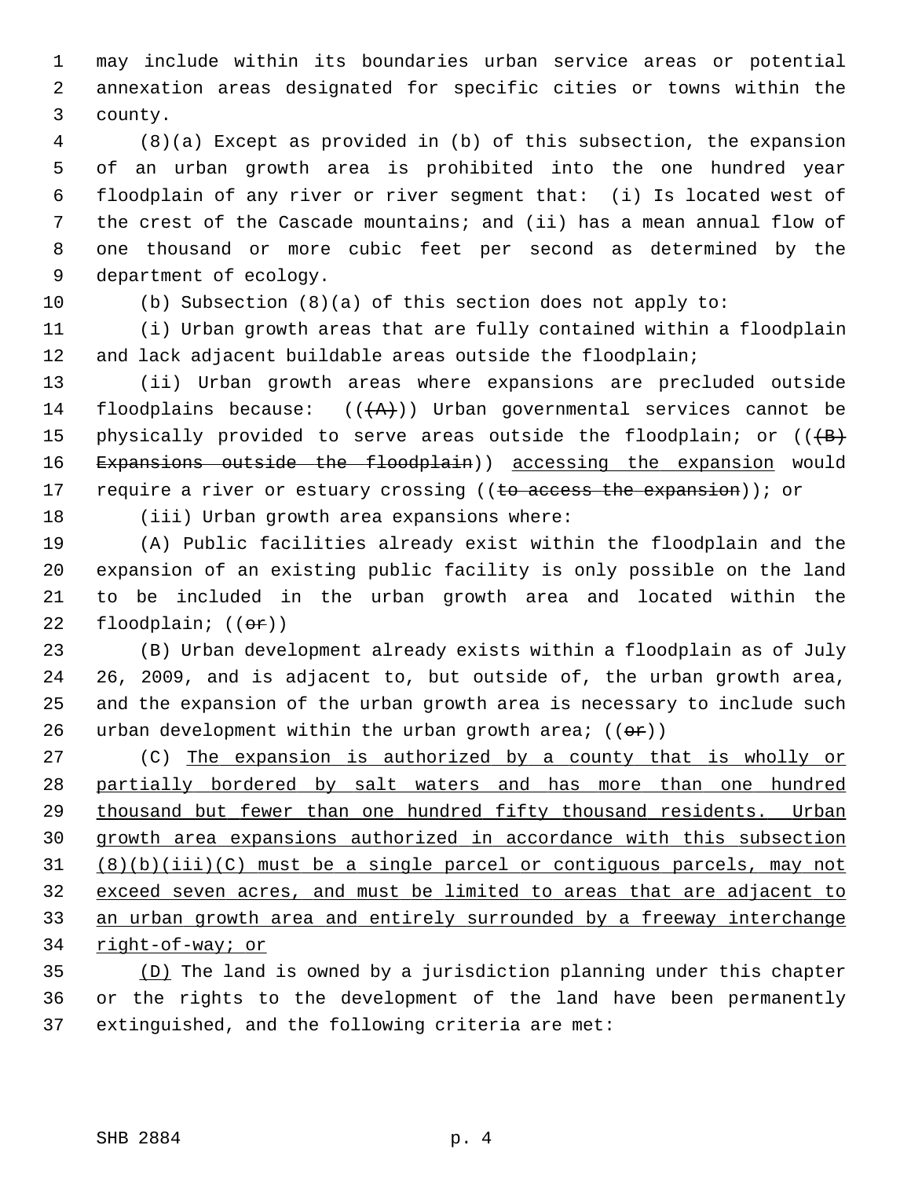may include within its boundaries urban service areas or potential annexation areas designated for specific cities or towns within the county.

(8)(a) Except as provided in (b) of this subsection, the expansion of an urban growth area is prohibited into the one hundred year floodplain of any river or river segment that: (i) Is located west of the crest of the Cascade mountains; and (ii) has a mean annual flow of one thousand or more cubic feet per second as determined by the department of ecology.

(b) Subsection (8)(a) of this section does not apply to:

(i) Urban growth areas that are fully contained within a floodplain and lack adjacent buildable areas outside the floodplain;

(ii) Urban growth areas where expansions are precluded outside floodplains because: ((~~(A)~~)) Urban governmental services cannot be physically provided to serve areas outside the floodplain; or ((~~(B) Expansions outside the floodplain~~)) <u>accessing the expansion</u> would require a river or estuary crossing ((~~to access the expansion~~)); or

(iii) Urban growth area expansions where:

(A) Public facilities already exist within the floodplain and the expansion of an existing public facility is only possible on the land to be included in the urban growth area and located within the floodplain; ((~~or~~))

(B) Urban development already exists within a floodplain as of July 26, 2009, and is adjacent to, but outside of, the urban growth area, and the expansion of the urban growth area is necessary to include such urban development within the urban growth area; ((~~or~~))

(C) <u>The expansion is authorized by a county that is wholly or partially bordered by salt waters and has more than one hundred thousand but fewer than one hundred fifty thousand residents. Urban growth area expansions authorized in accordance with this subsection (8)(b)(iii)(C) must be a single parcel or contiguous parcels, may not exceed seven acres, and must be limited to areas that are adjacent to an urban growth area and entirely surrounded by a freeway interchange right-of-way; or</u>

<u>(D)</u> The land is owned by a jurisdiction planning under this chapter or the rights to the development of the land have been permanently extinguished, and the following criteria are met: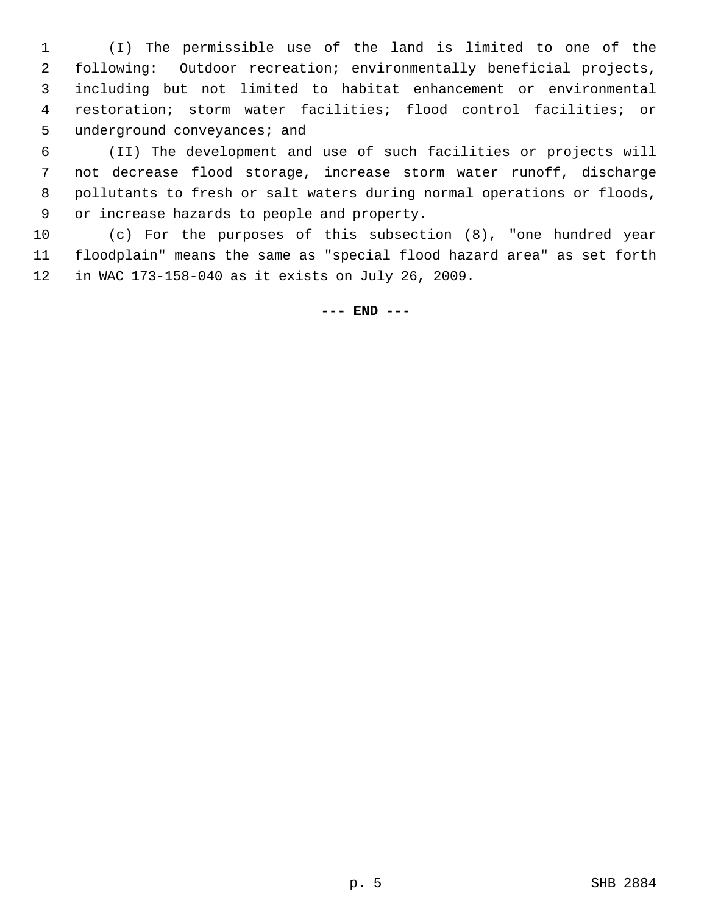(I) The permissible use of the land is limited to one of the following: Outdoor recreation; environmentally beneficial projects, including but not limited to habitat enhancement or environmental restoration; storm water facilities; flood control facilities; or underground conveyances; and

(II) The development and use of such facilities or projects will not decrease flood storage, increase storm water runoff, discharge pollutants to fresh or salt waters during normal operations or floods, or increase hazards to people and property.

(c) For the purposes of this subsection (8), "one hundred year floodplain" means the same as "special flood hazard area" as set forth in WAC 173-158-040 as it exists on July 26, 2009.

**--- END ---**